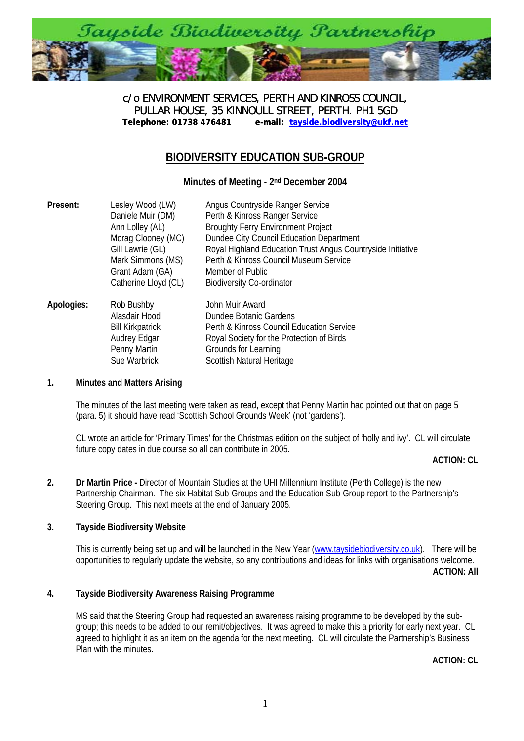Tayside Biodiversity Partnership

c/o ENVIRONMENT SERVICES, PERTH AND KINROSS COUNCIL,
PULLAR HOUSE, 35 KINNOULL STREET, PERTH. PH1 5GD
**Telephone: 01738 476481** **e-mail: tayside.biodiversity@ukf.net**

# BIODIVERSITY EDUCATION SUB-GROUP

**Minutes of Meeting - 2nd December 2004**

| | | |
|---|---|---|
| **Present:** | Lesley Wood (LW) | Angus Countryside Ranger Service |
| | Daniele Muir (DM) | Perth & Kinross Ranger Service |
| | Ann Lolley (AL) | Broughty Ferry Environment Project |
| | Morag Clooney (MC) | Dundee City Council Education Department |
| | Gill Lawrie (GL) | Royal Highland Education Trust Angus Countryside Initiative |
| | Mark Simmons (MS) | Perth & Kinross Council Museum Service |
| | Grant Adam (GA) | Member of Public |
| | Catherine Lloyd (CL) | Biodiversity Co-ordinator |
| **Apologies:** | Rob Bushby | John Muir Award |
| | Alasdair Hood | Dundee Botanic Gardens |
| | Bill Kirkpatrick | Perth & Kinross Council Education Service |
| | Audrey Edgar | Royal Society for the Protection of Birds |
| | Penny Martin | Grounds for Learning |
| | Sue Warbrick | Scottish Natural Heritage |

**1. Minutes and Matters Arising**

The minutes of the last meeting were taken as read, except that Penny Martin had pointed out that on page 5 (para. 5) it should have read 'Scottish School Grounds Week' (not 'gardens').

CL wrote an article for 'Primary Times' for the Christmas edition on the subject of 'holly and ivy'. CL will circulate future copy dates in due course so all can contribute in 2005.

**ACTION: CL**

**2. Dr Martin Price -** Director of Mountain Studies at the UHI Millennium Institute (Perth College) is the new Partnership Chairman. The six Habitat Sub-Groups and the Education Sub-Group report to the Partnership's Steering Group. This next meets at the end of January 2005.

**3. Tayside Biodiversity Website**

This is currently being set up and will be launched in the New Year (www.taysidebiodiversity.co.uk). There will be opportunities to regularly update the website, so any contributions and ideas for links with organisations welcome.

**ACTION: All**

**4. Tayside Biodiversity Awareness Raising Programme**

MS said that the Steering Group had requested an awareness raising programme to be developed by the sub-group; this needs to be added to our remit/objectives. It was agreed to make this a priority for early next year. CL agreed to highlight it as an item on the agenda for the next meeting. CL will circulate the Partnership's Business Plan with the minutes.

**ACTION: CL**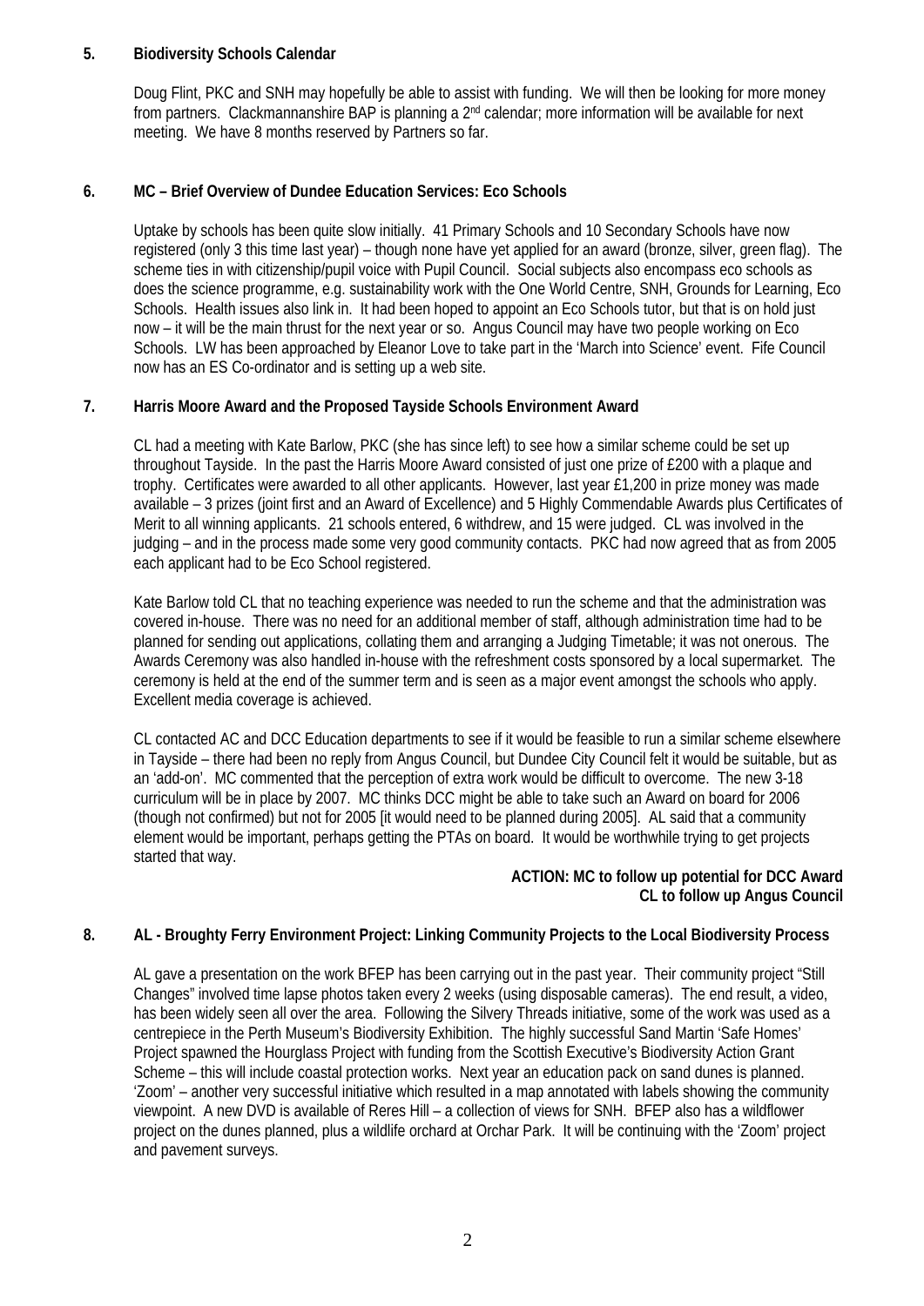## 5. Biodiversity Schools Calendar

Doug Flint, PKC and SNH may hopefully be able to assist with funding. We will then be looking for more money from partners. Clackmannanshire BAP is planning a 2nd calendar; more information will be available for next meeting. We have 8 months reserved by Partners so far.

## 6. MC – Brief Overview of Dundee Education Services: Eco Schools

Uptake by schools has been quite slow initially. 41 Primary Schools and 10 Secondary Schools have now registered (only 3 this time last year) – though none have yet applied for an award (bronze, silver, green flag). The scheme ties in with citizenship/pupil voice with Pupil Council. Social subjects also encompass eco schools as does the science programme, e.g. sustainability work with the One World Centre, SNH, Grounds for Learning, Eco Schools. Health issues also link in. It had been hoped to appoint an Eco Schools tutor, but that is on hold just now – it will be the main thrust for the next year or so. Angus Council may have two people working on Eco Schools. LW has been approached by Eleanor Love to take part in the 'March into Science' event. Fife Council now has an ES Co-ordinator and is setting up a web site.

## 7. Harris Moore Award and the Proposed Tayside Schools Environment Award

CL had a meeting with Kate Barlow, PKC (she has since left) to see how a similar scheme could be set up throughout Tayside. In the past the Harris Moore Award consisted of just one prize of £200 with a plaque and trophy. Certificates were awarded to all other applicants. However, last year £1,200 in prize money was made available – 3 prizes (joint first and an Award of Excellence) and 5 Highly Commendable Awards plus Certificates of Merit to all winning applicants. 21 schools entered, 6 withdrew, and 15 were judged. CL was involved in the judging – and in the process made some very good community contacts. PKC had now agreed that as from 2005 each applicant had to be Eco School registered.

Kate Barlow told CL that no teaching experience was needed to run the scheme and that the administration was covered in-house. There was no need for an additional member of staff, although administration time had to be planned for sending out applications, collating them and arranging a Judging Timetable; it was not onerous. The Awards Ceremony was also handled in-house with the refreshment costs sponsored by a local supermarket. The ceremony is held at the end of the summer term and is seen as a major event amongst the schools who apply. Excellent media coverage is achieved.

CL contacted AC and DCC Education departments to see if it would be feasible to run a similar scheme elsewhere in Tayside – there had been no reply from Angus Council, but Dundee City Council felt it would be suitable, but as an 'add-on'. MC commented that the perception of extra work would be difficult to overcome. The new 3-18 curriculum will be in place by 2007. MC thinks DCC might be able to take such an Award on board for 2006 (though not confirmed) but not for 2005 [it would need to be planned during 2005]. AL said that a community element would be important, perhaps getting the PTAs on board. It would be worthwhile trying to get projects started that way.

**ACTION: MC to follow up potential for DCC Award**
**CL to follow up Angus Council**

## 8. AL - Broughty Ferry Environment Project: Linking Community Projects to the Local Biodiversity Process

AL gave a presentation on the work BFEP has been carrying out in the past year. Their community project "Still Changes" involved time lapse photos taken every 2 weeks (using disposable cameras). The end result, a video, has been widely seen all over the area. Following the Silvery Threads initiative, some of the work was used as a centrepiece in the Perth Museum's Biodiversity Exhibition. The highly successful Sand Martin 'Safe Homes' Project spawned the Hourglass Project with funding from the Scottish Executive's Biodiversity Action Grant Scheme – this will include coastal protection works. Next year an education pack on sand dunes is planned. 'Zoom' – another very successful initiative which resulted in a map annotated with labels showing the community viewpoint. A new DVD is available of Reres Hill – a collection of views for SNH. BFEP also has a wildflower project on the dunes planned, plus a wildlife orchard at Orchar Park. It will be continuing with the 'Zoom' project and pavement surveys.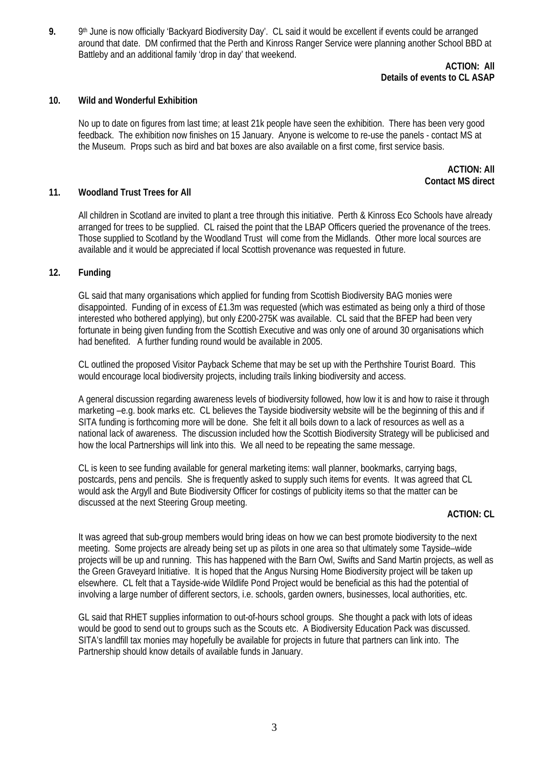**9.** 9th June is now officially 'Backyard Biodiversity Day'. CL said it would be excellent if events could be arranged around that date. DM confirmed that the Perth and Kinross Ranger Service were planning another School BBD at Battleby and an additional family 'drop in day' that weekend.

**ACTION: All**
**Details of events to CL ASAP**

**10. Wild and Wonderful Exhibition**

No up to date on figures from last time; at least 21k people have seen the exhibition. There has been very good feedback. The exhibition now finishes on 15 January. Anyone is welcome to re-use the panels - contact MS at the Museum. Props such as bird and bat boxes are also available on a first come, first service basis.

**ACTION: All**
**Contact MS direct**

**11. Woodland Trust Trees for All**

All children in Scotland are invited to plant a tree through this initiative. Perth & Kinross Eco Schools have already arranged for trees to be supplied. CL raised the point that the LBAP Officers queried the provenance of the trees. Those supplied to Scotland by the Woodland Trust will come from the Midlands. Other more local sources are available and it would be appreciated if local Scottish provenance was requested in future.

**12. Funding**

GL said that many organisations which applied for funding from Scottish Biodiversity BAG monies were disappointed. Funding of in excess of £1.3m was requested (which was estimated as being only a third of those interested who bothered applying), but only £200-275K was available. CL said that the BFEP had been very fortunate in being given funding from the Scottish Executive and was only one of around 30 organisations which had benefited. A further funding round would be available in 2005.

CL outlined the proposed Visitor Payback Scheme that may be set up with the Perthshire Tourist Board. This would encourage local biodiversity projects, including trails linking biodiversity and access.

A general discussion regarding awareness levels of biodiversity followed, how low it is and how to raise it through marketing –e.g. book marks etc. CL believes the Tayside biodiversity website will be the beginning of this and if SITA funding is forthcoming more will be done. She felt it all boils down to a lack of resources as well as a national lack of awareness. The discussion included how the Scottish Biodiversity Strategy will be publicised and how the local Partnerships will link into this. We all need to be repeating the same message.

CL is keen to see funding available for general marketing items: wall planner, bookmarks, carrying bags, postcards, pens and pencils. She is frequently asked to supply such items for events. It was agreed that CL would ask the Argyll and Bute Biodiversity Officer for costings of publicity items so that the matter can be discussed at the next Steering Group meeting.

**ACTION: CL**

It was agreed that sub-group members would bring ideas on how we can best promote biodiversity to the next meeting. Some projects are already being set up as pilots in one area so that ultimately some Tayside–wide projects will be up and running. This has happened with the Barn Owl, Swifts and Sand Martin projects, as well as the Green Graveyard Initiative. It is hoped that the Angus Nursing Home Biodiversity project will be taken up elsewhere. CL felt that a Tayside-wide Wildlife Pond Project would be beneficial as this had the potential of involving a large number of different sectors, i.e. schools, garden owners, businesses, local authorities, etc.

GL said that RHET supplies information to out-of-hours school groups. She thought a pack with lots of ideas would be good to send out to groups such as the Scouts etc. A Biodiversity Education Pack was discussed. SITA's landfill tax monies may hopefully be available for projects in future that partners can link into. The Partnership should know details of available funds in January.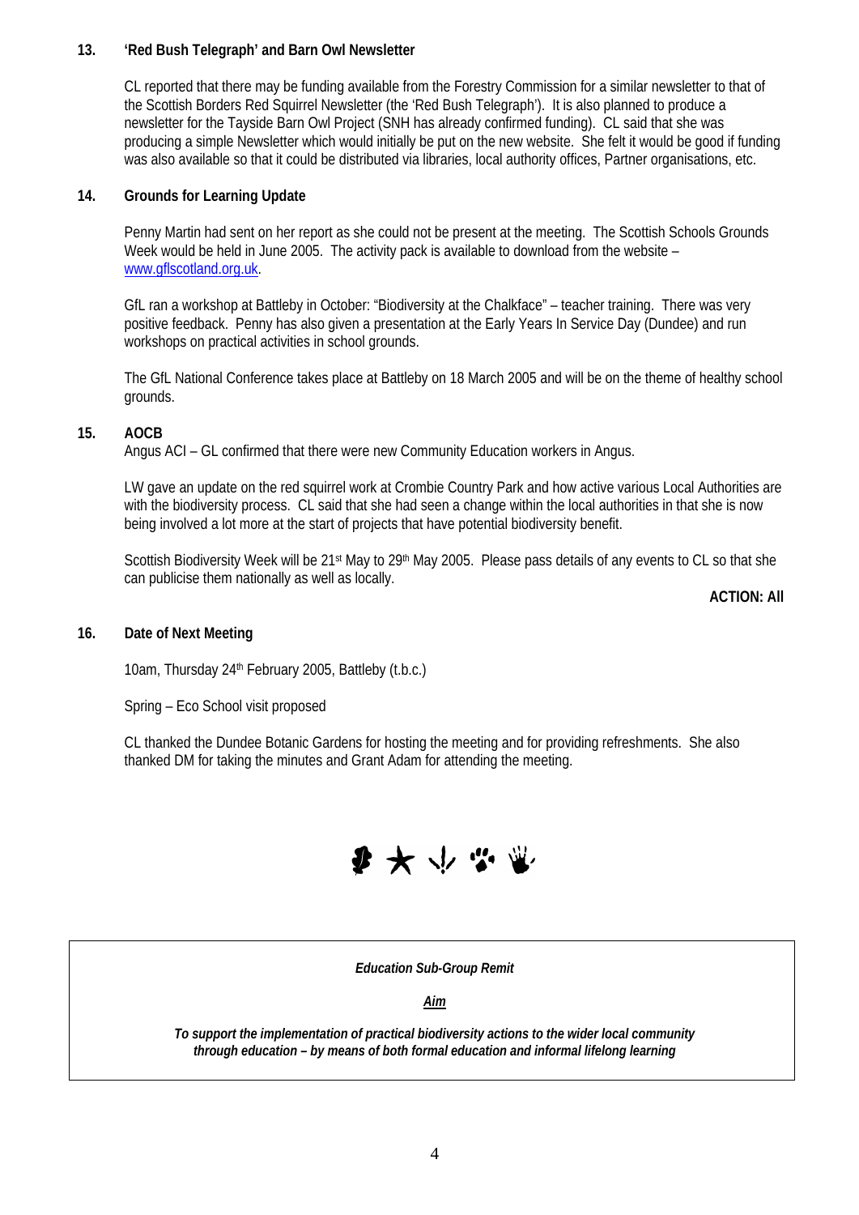## 13. 'Red Bush Telegraph' and Barn Owl Newsletter

CL reported that there may be funding available from the Forestry Commission for a similar newsletter to that of the Scottish Borders Red Squirrel Newsletter (the 'Red Bush Telegraph'). It is also planned to produce a newsletter for the Tayside Barn Owl Project (SNH has already confirmed funding). CL said that she was producing a simple Newsletter which would initially be put on the new website. She felt it would be good if funding was also available so that it could be distributed via libraries, local authority offices, Partner organisations, etc.

## 14. Grounds for Learning Update

Penny Martin had sent on her report as she could not be present at the meeting. The Scottish Schools Grounds Week would be held in June 2005. The activity pack is available to download from the website – www.gflscotland.org.uk.

GfL ran a workshop at Battleby in October: "Biodiversity at the Chalkface" – teacher training. There was very positive feedback. Penny has also given a presentation at the Early Years In Service Day (Dundee) and run workshops on practical activities in school grounds.

The GfL National Conference takes place at Battleby on 18 March 2005 and will be on the theme of healthy school grounds.

## 15. AOCB

Angus ACI – GL confirmed that there were new Community Education workers in Angus.

LW gave an update on the red squirrel work at Crombie Country Park and how active various Local Authorities are with the biodiversity process. CL said that she had seen a change within the local authorities in that she is now being involved a lot more at the start of projects that have potential biodiversity benefit.

Scottish Biodiversity Week will be 21st May to 29th May 2005. Please pass details of any events to CL so that she can publicise them nationally as well as locally.

**ACTION: All**

## 16. Date of Next Meeting

10am, Thursday 24th February 2005, Battleby (t.b.c.)

Spring – Eco School visit proposed

CL thanked the Dundee Botanic Gardens for hosting the meeting and for providing refreshments. She also thanked DM for taking the minutes and Grant Adam for attending the meeting.

***Education Sub-Group Remit***

***<u>Aim</u>***

***To support the implementation of practical biodiversity actions to the wider local community through education – by means of both formal education and informal lifelong learning***